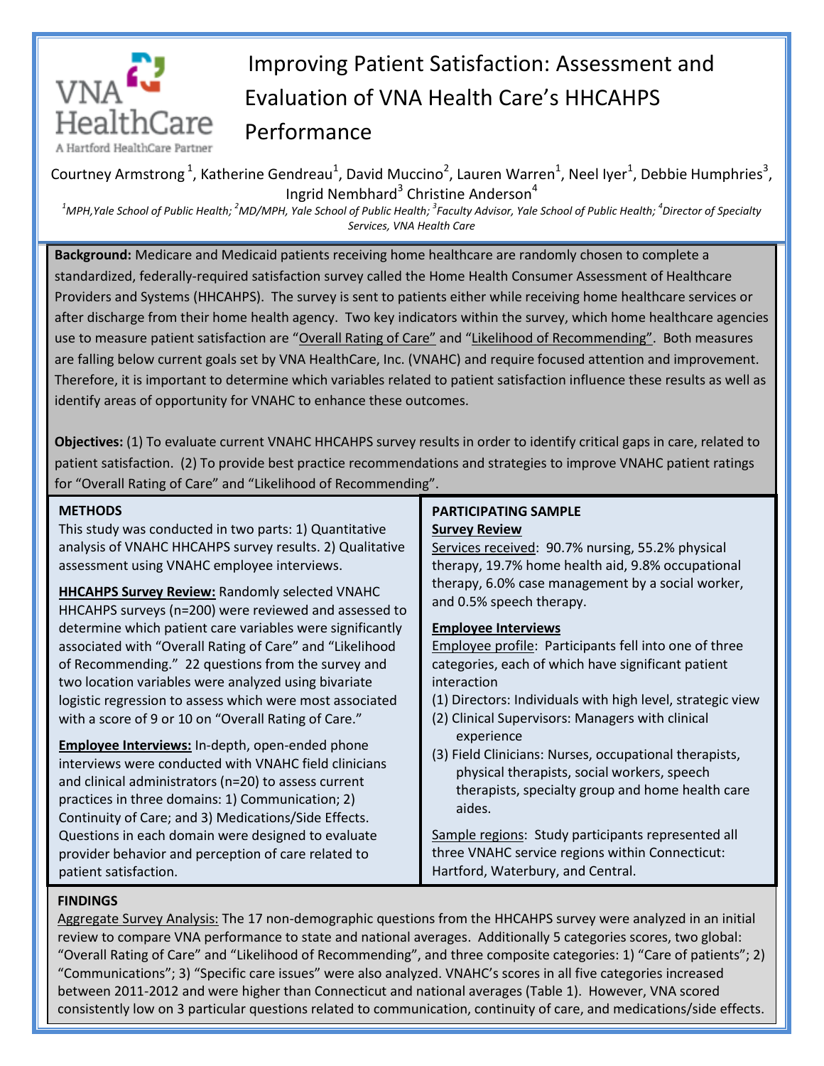# Improving Patient Satisfaction: Assessment and Evaluation of VNA Health Care's HHCAHPS Performance

Courtney Armstrong [1], Katherine Gendreau[1], David Muccino[2], Lauren Warren[1], Neel Iyer[1], Debbie Humphries[3], Ingrid Nembhard[3] Christine Anderson[4]

*[1]MPH,Yale School of Public Health; [2]MD/MPH, Yale School of Public Health; [3]Faculty Advisor, Yale School of Public Health; [4]Director of Specialty Services, VNA Health Care*

**Background:** Medicare and Medicaid patients receiving home healthcare are randomly chosen to complete a standardized, federally-required satisfaction survey called the Home Health Consumer Assessment of Healthcare Providers and Systems (HHCAHPS). The survey is sent to patients either while receiving home healthcare services or after discharge from their home health agency. Two key indicators within the survey, which home healthcare agencies use to measure patient satisfaction are "Overall Rating of Care" and "Likelihood of Recommending". Both measures are falling below current goals set by VNA HealthCare, Inc. (VNAHC) and require focused attention and improvement. Therefore, it is important to determine which variables related to patient satisfaction influence these results as well as identify areas of opportunity for VNAHC to enhance these outcomes.

**Objectives:** (1) To evaluate current VNAHC HHCAHPS survey results in order to identify critical gaps in care, related to patient satisfaction. (2) To provide best practice recommendations and strategies to improve VNAHC patient ratings for "Overall Rating of Care" and "Likelihood of Recommending".

## METHODS

This study was conducted in two parts: 1) Quantitative analysis of VNAHC HHCAHPS survey results. 2) Qualitative assessment using VNAHC employee interviews.

**HHCAHPS Survey Review:** Randomly selected VNAHC HHCAHPS surveys (n=200) were reviewed and assessed to determine which patient care variables were significantly associated with "Overall Rating of Care" and "Likelihood of Recommending." 22 questions from the survey and two location variables were analyzed using bivariate logistic regression to assess which were most associated with a score of 9 or 10 on "Overall Rating of Care."

**Employee Interviews:** In-depth, open-ended phone interviews were conducted with VNAHC field clinicians and clinical administrators (n=20) to assess current practices in three domains: 1) Communication; 2) Continuity of Care; and 3) Medications/Side Effects. Questions in each domain were designed to evaluate provider behavior and perception of care related to patient satisfaction.

## PARTICIPATING SAMPLE

**Survey Review**

Services received: 90.7% nursing, 55.2% physical therapy, 19.7% home health aid, 9.8% occupational therapy, 6.0% case management by a social worker, and 0.5% speech therapy.

**Employee Interviews**

Employee profile: Participants fell into one of three categories, each of which have significant patient interaction

(1) Directors: Individuals with high level, strategic view
(2) Clinical Supervisors: Managers with clinical experience
(3) Field Clinicians: Nurses, occupational therapists, physical therapists, social workers, speech therapists, specialty group and home health care aides.

Sample regions: Study participants represented all three VNAHC service regions within Connecticut: Hartford, Waterbury, and Central.

## FINDINGS

Aggregate Survey Analysis: The 17 non-demographic questions from the HHCAHPS survey were analyzed in an initial review to compare VNA performance to state and national averages. Additionally 5 categories scores, two global: "Overall Rating of Care" and "Likelihood of Recommending", and three composite categories: 1) "Care of patients"; 2) "Communications"; 3) "Specific care issues" were also analyzed. VNAHC's scores in all five categories increased between 2011-2012 and were higher than Connecticut and national averages (Table 1). However, VNA scored consistently low on 3 particular questions related to communication, continuity of care, and medications/side effects.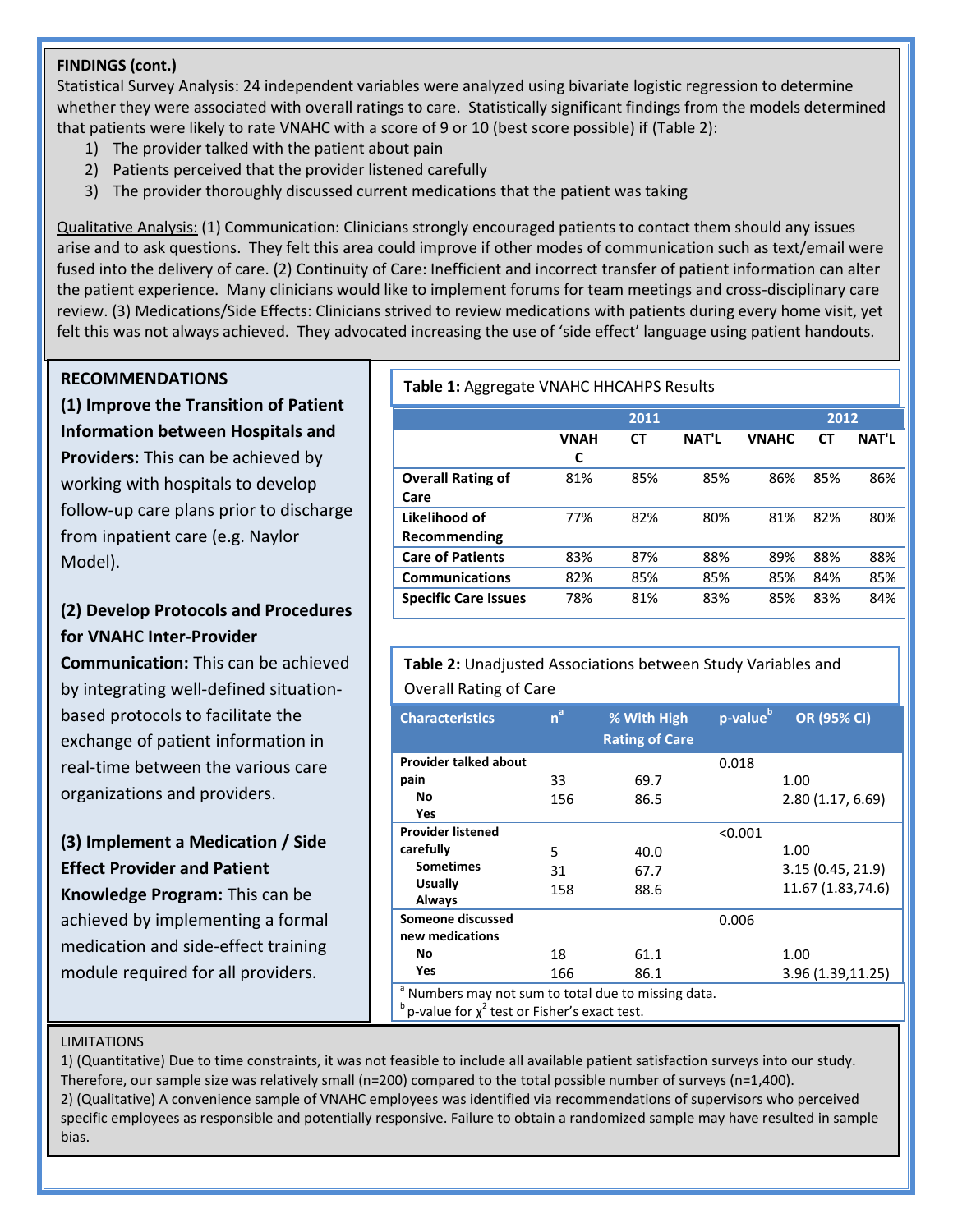**FINDINGS (cont.)**

Statistical Survey Analysis: 24 independent variables were analyzed using bivariate logistic regression to determine whether they were associated with overall ratings to care. Statistically significant findings from the models determined that patients were likely to rate VNAHC with a score of 9 or 10 (best score possible) if (Table 2):

1) The provider talked with the patient about pain
2) Patients perceived that the provider listened carefully
3) The provider thoroughly discussed current medications that the patient was taking

Qualitative Analysis: (1) Communication: Clinicians strongly encouraged patients to contact them should any issues arise and to ask questions. They felt this area could improve if other modes of communication such as text/email were fused into the delivery of care. (2) Continuity of Care: Inefficient and incorrect transfer of patient information can alter the patient experience. Many clinicians would like to implement forums for team meetings and cross-disciplinary care review. (3) Medications/Side Effects: Clinicians strived to review medications with patients during every home visit, yet felt this was not always achieved. They advocated increasing the use of 'side effect' language using patient handouts.

**RECOMMENDATIONS**

**(1) Improve the Transition of Patient Information between Hospitals and Providers:** This can be achieved by working with hospitals to develop follow-up care plans prior to discharge from inpatient care (e.g. Naylor Model).

**(2) Develop Protocols and Procedures for VNAHC Inter-Provider Communication:** This can be achieved by integrating well-defined situation-based protocols to facilitate the exchange of patient information in real-time between the various care organizations and providers.

**(3) Implement a Medication / Side Effect Provider and Patient Knowledge Program:** This can be achieved by implementing a formal medication and side-effect training module required for all providers.

**Table 1:** Aggregate VNAHC HHCAHPS Results

| | 2011 | | | 2012 | | |
|---|---|---|---|---|---|---|
| | VNAHC | CT | NAT'L | VNAHC | CT | NAT'L |
| **Overall Rating of Care** | 81% | 85% | 85% | 86% | 85% | 86% |
| **Likelihood of Recommending** | 77% | 82% | 80% | 81% | 82% | 80% |
| **Care of Patients** | 83% | 87% | 88% | 89% | 88% | 88% |
| **Communications** | 82% | 85% | 85% | 85% | 84% | 85% |
| **Specific Care Issues** | 78% | 81% | 83% | 85% | 83% | 84% |

**Table 2:** Unadjusted Associations between Study Variables and Overall Rating of Care

| Characteristics | n[a] | % With High Rating of Care | p-value[b] | OR (95% CI) |
|---|---|---|---|---|
| **Provider talked about pain** | | | 0.018 | |
| No | 33 | 69.7 | | 1.00 |
| Yes | 156 | 86.5 | | 2.80 (1.17, 6.69) |
| **Provider listened carefully** | | | <0.001 | |
| Sometimes | 5 | 40.0 | | 1.00 |
| Usually | 31 | 67.7 | | 3.15 (0.45, 21.9) |
| Always | 158 | 88.6 | | 11.67 (1.83,74.6) |
| **Someone discussed new medications** | | | 0.006 | |
| No | 18 | 61.1 | | 1.00 |
| Yes | 166 | 86.1 | | 3.96 (1.39,11.25) |

[a] Numbers may not sum to total due to missing data.
[b] p-value for $\chi^2$ test or Fisher's exact test.

LIMITATIONS

1) (Quantitative) Due to time constraints, it was not feasible to include all available patient satisfaction surveys into our study. Therefore, our sample size was relatively small (n=200) compared to the total possible number of surveys (n=1,400).

2) (Qualitative) A convenience sample of VNAHC employees was identified via recommendations of supervisors who perceived specific employees as responsible and potentially responsive. Failure to obtain a randomized sample may have resulted in sample bias.